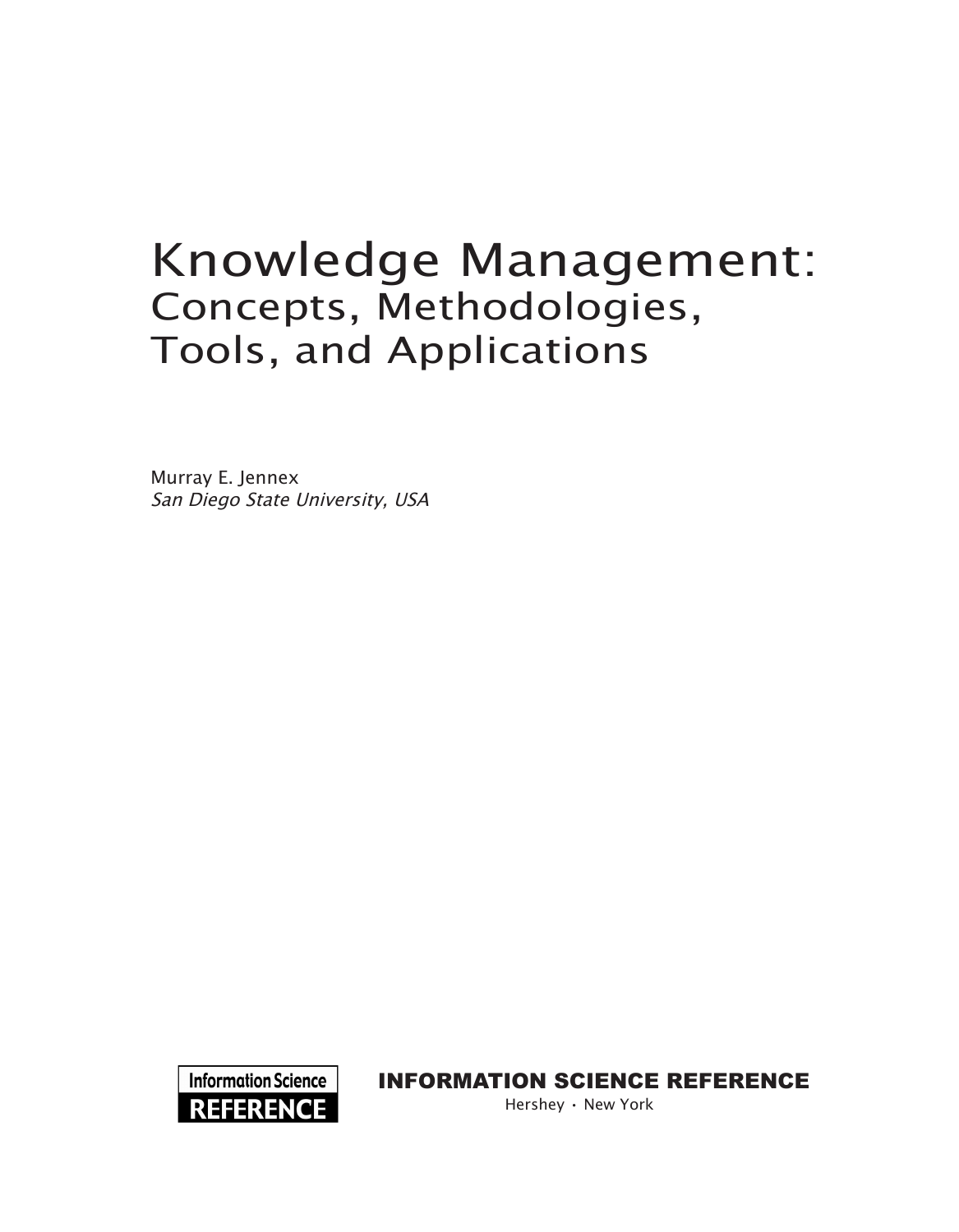# Knowledge Management:
## Concepts, Methodologies, Tools, and Applications

Murray E. Jennex
*San Diego State University, USA*

Information Science REFERENCE

**INFORMATION SCIENCE REFERENCE**

Hershey · New York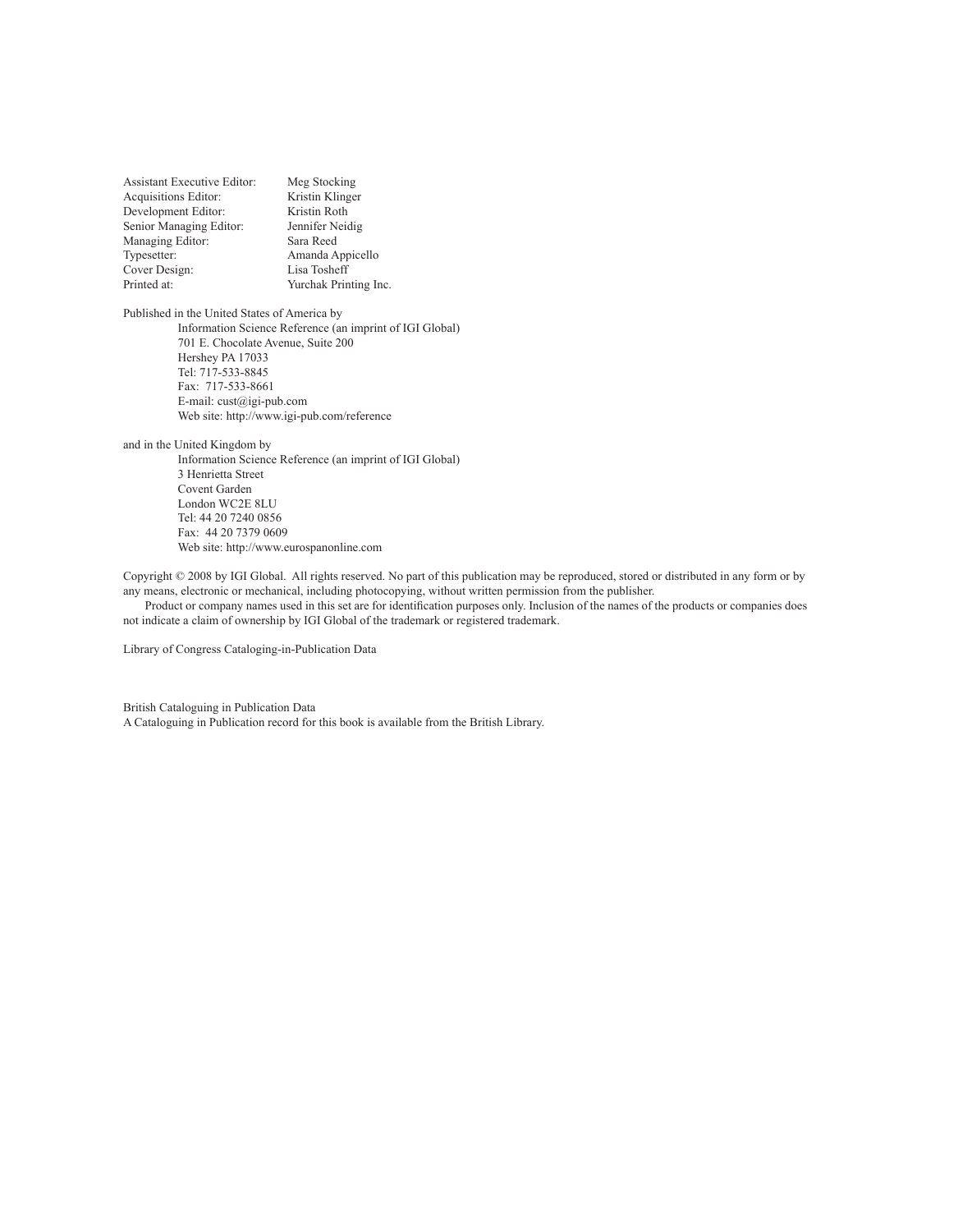| | |
|---|---|
| Assistant Executive Editor: | Meg Stocking |
| Acquisitions Editor: | Kristin Klinger |
| Development Editor: | Kristin Roth |
| Senior Managing Editor: | Jennifer Neidig |
| Managing Editor: | Sara Reed |
| Typesetter: | Amanda Appicello |
| Cover Design: | Lisa Tosheff |
| Printed at: | Yurchak Printing Inc. |

Published in the United States of America by
Information Science Reference (an imprint of IGI Global)
701 E. Chocolate Avenue, Suite 200
Hershey PA 17033
Tel: 717-533-8845
Fax: 717-533-8661
E-mail: cust@igi-pub.com
Web site: http://www.igi-pub.com/reference

and in the United Kingdom by
Information Science Reference (an imprint of IGI Global)
3 Henrietta Street
Covent Garden
London WC2E 8LU
Tel: 44 20 7240 0856
Fax: 44 20 7379 0609
Web site: http://www.eurospanonline.com

Copyright © 2008 by IGI Global. All rights reserved. No part of this publication may be reproduced, stored or distributed in any form or by any means, electronic or mechanical, including photocopying, without written permission from the publisher.

Product or company names used in this set are for identification purposes only. Inclusion of the names of the products or companies does not indicate a claim of ownership by IGI Global of the trademark or registered trademark.

Library of Congress Cataloging-in-Publication Data

British Cataloguing in Publication Data
A Cataloguing in Publication record for this book is available from the British Library.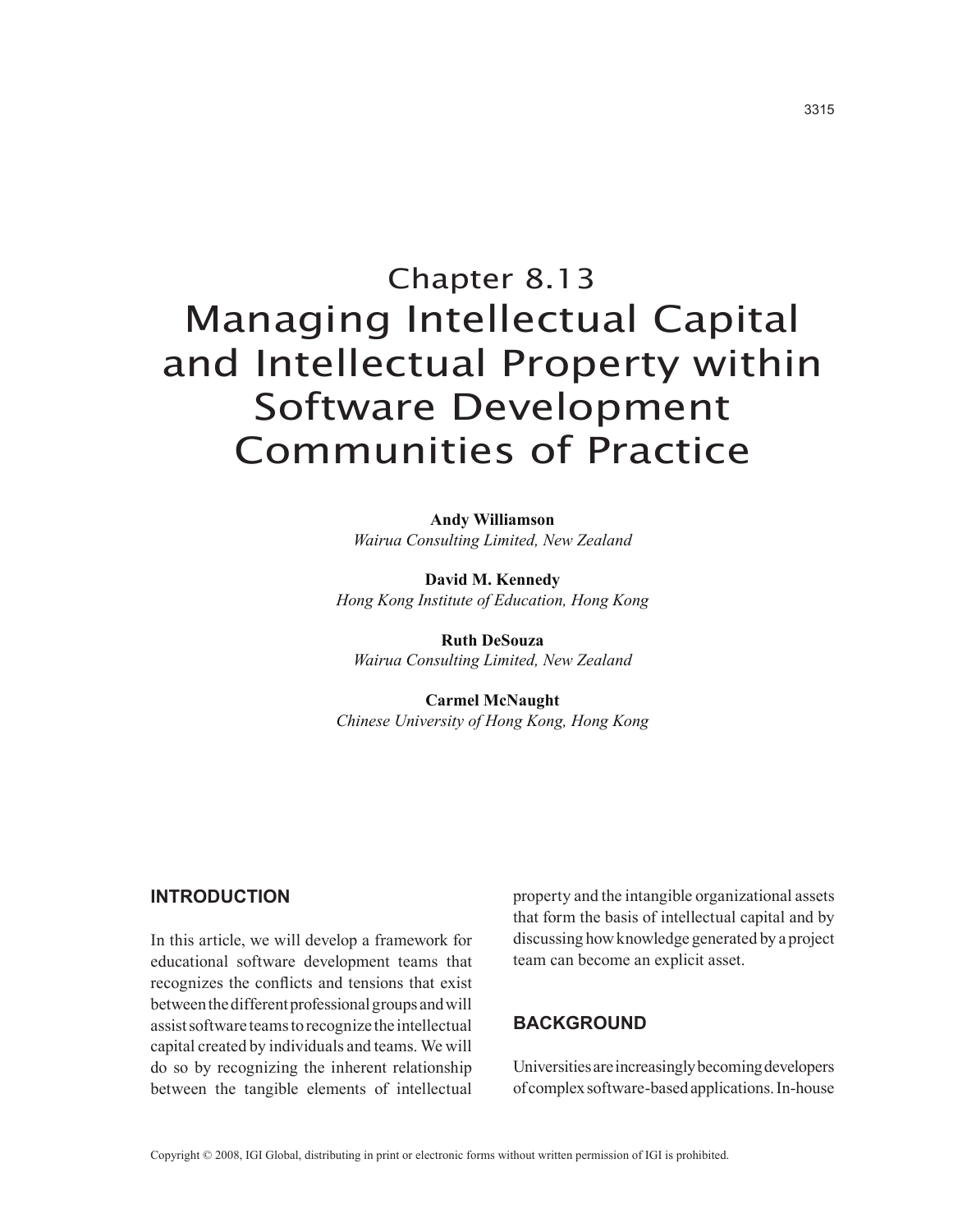# Chapter 8.13
# Managing Intellectual Capital and Intellectual Property within Software Development Communities of Practice

**Andy Williamson**
*Wairua Consulting Limited, New Zealand*

**David M. Kennedy**
*Hong Kong Institute of Education, Hong Kong*

**Ruth DeSouza**
*Wairua Consulting Limited, New Zealand*

**Carmel McNaught**
*Chinese University of Hong Kong, Hong Kong*

## INTRODUCTION

In this article, we will develop a framework for educational software development teams that recognizes the conflicts and tensions that exist between the different professional groups and will assist software teams to recognize the intellectual capital created by individuals and teams. We will do so by recognizing the inherent relationship between the tangible elements of intellectual property and the intangible organizational assets that form the basis of intellectual capital and by discussing how knowledge generated by a project team can become an explicit asset.

## BACKGROUND

Universities are increasingly becoming developers of complex software-based applications. In-house

Copyright © 2008, IGI Global, distributing in print or electronic forms without written permission of IGI is prohibited.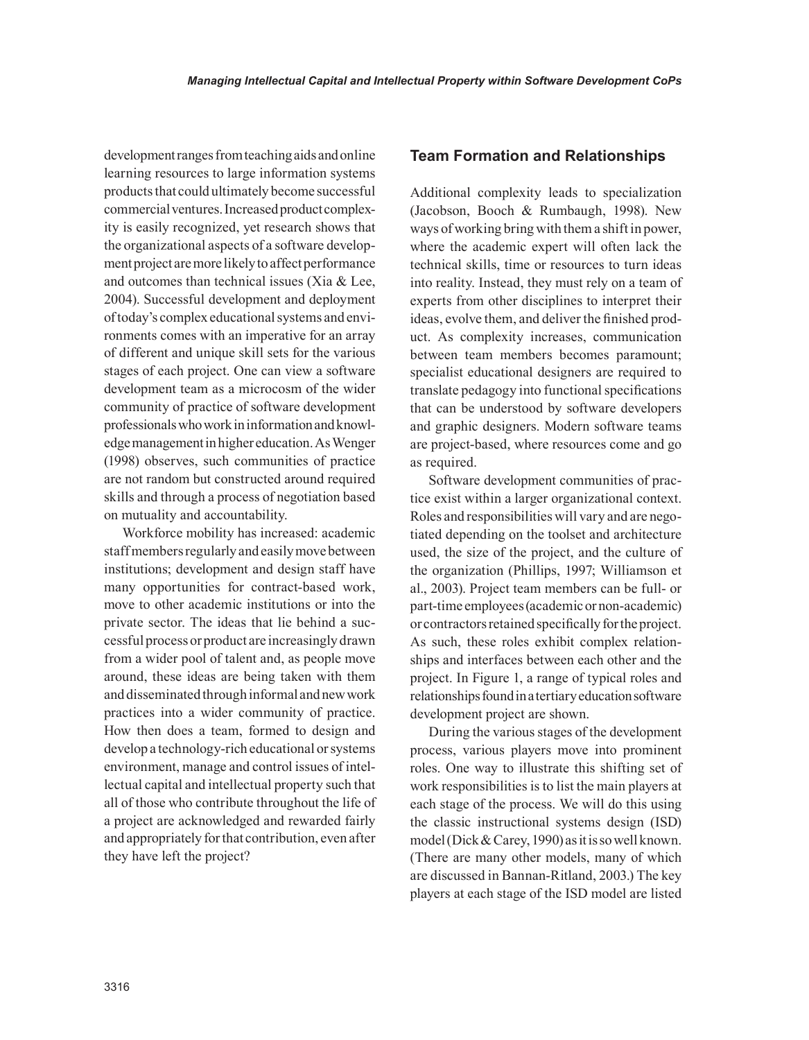development ranges from teaching aids and online learning resources to large information systems products that could ultimately become successful commercial ventures. Increased product complexity is easily recognized, yet research shows that the organizational aspects of a software development project are more likely to affect performance and outcomes than technical issues (Xia & Lee, 2004). Successful development and deployment of today's complex educational systems and environments comes with an imperative for an array of different and unique skill sets for the various stages of each project. One can view a software development team as a microcosm of the wider community of practice of software development professionals who work in information and knowledge management in higher education. As Wenger (1998) observes, such communities of practice are not random but constructed around required skills and through a process of negotiation based on mutuality and accountability.

Workforce mobility has increased: academic staff members regularly and easily move between institutions; development and design staff have many opportunities for contract-based work, move to other academic institutions or into the private sector. The ideas that lie behind a successful process or product are increasingly drawn from a wider pool of talent and, as people move around, these ideas are being taken with them and disseminated through informal and new work practices into a wider community of practice. How then does a team, formed to design and develop a technology-rich educational or systems environment, manage and control issues of intellectual capital and intellectual property such that all of those who contribute throughout the life of a project are acknowledged and rewarded fairly and appropriately for that contribution, even after they have left the project?

## Team Formation and Relationships

Additional complexity leads to specialization (Jacobson, Booch & Rumbaugh, 1998). New ways of working bring with them a shift in power, where the academic expert will often lack the technical skills, time or resources to turn ideas into reality. Instead, they must rely on a team of experts from other disciplines to interpret their ideas, evolve them, and deliver the finished product. As complexity increases, communication between team members becomes paramount; specialist educational designers are required to translate pedagogy into functional specifications that can be understood by software developers and graphic designers. Modern software teams are project-based, where resources come and go as required.

Software development communities of practice exist within a larger organizational context. Roles and responsibilities will vary and are negotiated depending on the toolset and architecture used, the size of the project, and the culture of the organization (Phillips, 1997; Williamson et al., 2003). Project team members can be full- or part-time employees (academic or non-academic) or contractors retained specifically for the project. As such, these roles exhibit complex relationships and interfaces between each other and the project. In Figure 1, a range of typical roles and relationships found in a tertiary education software development project are shown.

During the various stages of the development process, various players move into prominent roles. One way to illustrate this shifting set of work responsibilities is to list the main players at each stage of the process. We will do this using the classic instructional systems design (ISD) model (Dick & Carey, 1990) as it is so well known. (There are many other models, many of which are discussed in Bannan-Ritland, 2003.) The key players at each stage of the ISD model are listed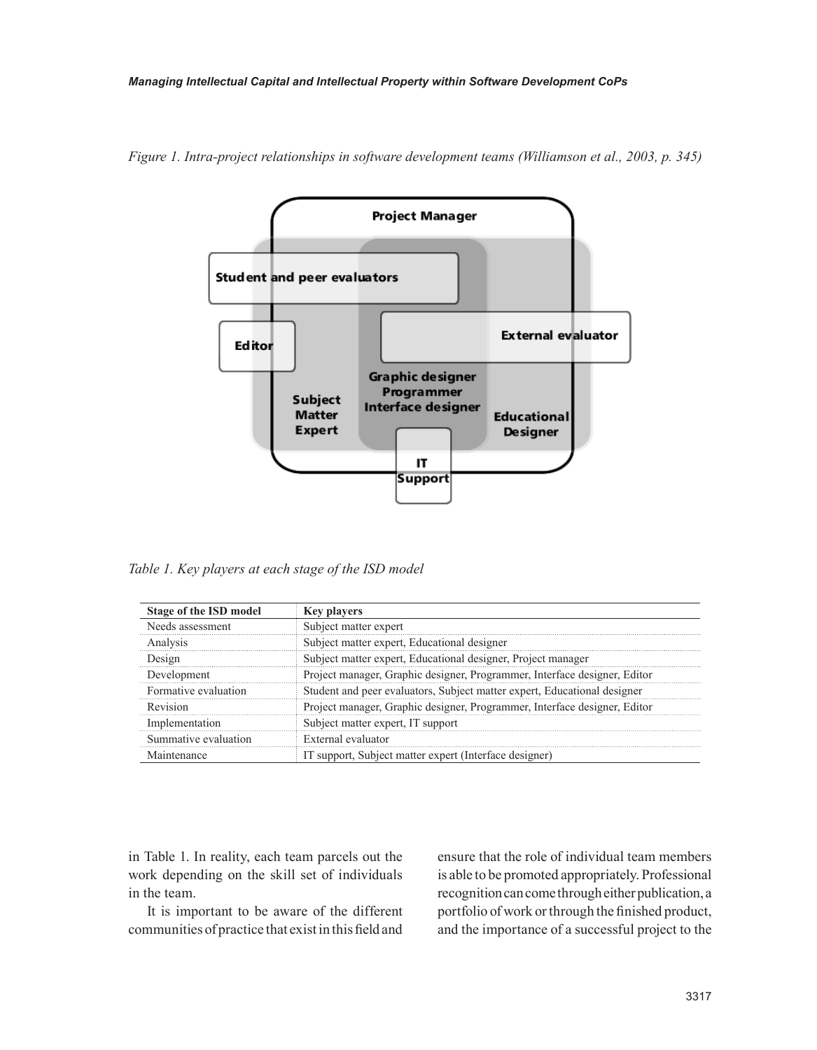*Figure 1. Intra-project relationships in software development teams (Williamson et al., 2003, p. 345)*

*Table 1. Key players at each stage of the ISD model*

| Stage of the ISD model | Key players |
|---|---|
| Needs assessment | Subject matter expert |
| Analysis | Subject matter expert, Educational designer |
| Design | Subject matter expert, Educational designer, Project manager |
| Development | Project manager, Graphic designer, Programmer, Interface designer, Editor |
| Formative evaluation | Student and peer evaluators, Subject matter expert, Educational designer |
| Revision | Project manager, Graphic designer, Programmer, Interface designer, Editor |
| Implementation | Subject matter expert, IT support |
| Summative evaluation | External evaluator |
| Maintenance | IT support, Subject matter expert (Interface designer) |

in Table 1. In reality, each team parcels out the work depending on the skill set of individuals in the team.

It is important to be aware of the different communities of practice that exist in this field and ensure that the role of individual team members is able to be promoted appropriately. Professional recognition can come through either publication, a portfolio of work or through the finished product, and the importance of a successful project to the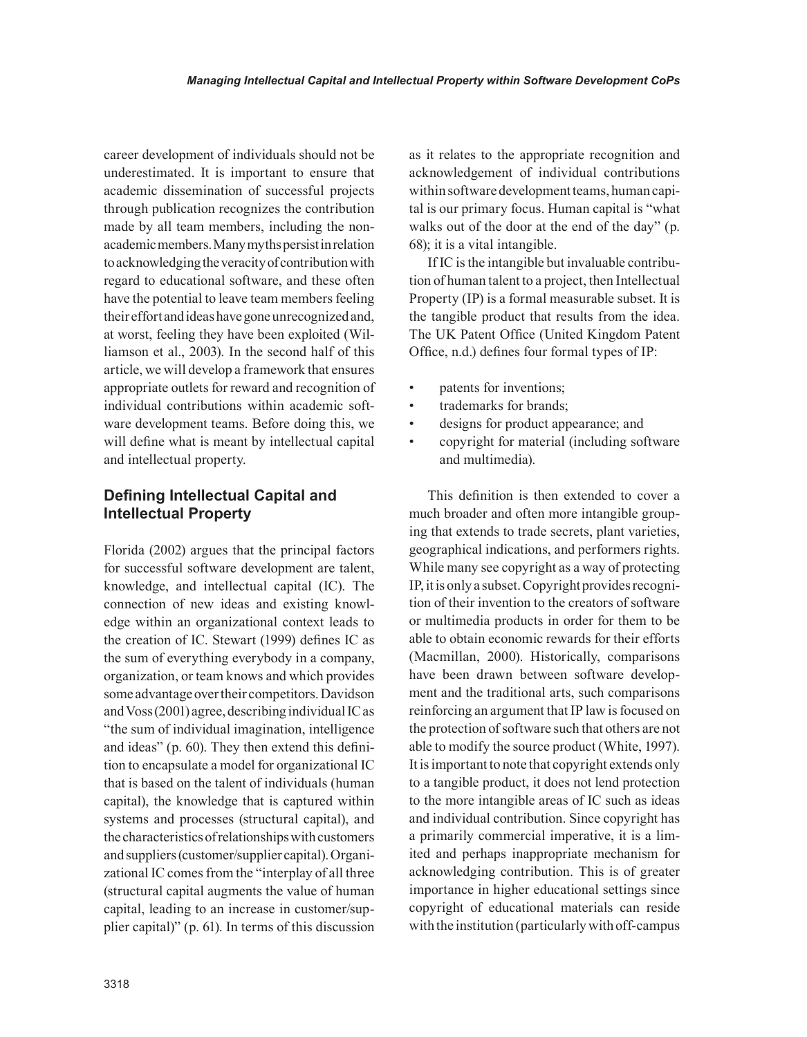career development of individuals should not be underestimated. It is important to ensure that academic dissemination of successful projects through publication recognizes the contribution made by all team members, including the non-academic members. Many myths persist in relation to acknowledging the veracity of contribution with regard to educational software, and these often have the potential to leave team members feeling their effort and ideas have gone unrecognized and, at worst, feeling they have been exploited (Williamson et al., 2003). In the second half of this article, we will develop a framework that ensures appropriate outlets for reward and recognition of individual contributions within academic software development teams. Before doing this, we will define what is meant by intellectual capital and intellectual property.

## Defining Intellectual Capital and Intellectual Property

Florida (2002) argues that the principal factors for successful software development are talent, knowledge, and intellectual capital (IC). The connection of new ideas and existing knowledge within an organizational context leads to the creation of IC. Stewart (1999) defines IC as the sum of everything everybody in a company, organization, or team knows and which provides some advantage over their competitors. Davidson and Voss (2001) agree, describing individual IC as "the sum of individual imagination, intelligence and ideas" (p. 60). They then extend this definition to encapsulate a model for organizational IC that is based on the talent of individuals (human capital), the knowledge that is captured within systems and processes (structural capital), and the characteristics of relationships with customers and suppliers (customer/supplier capital). Organizational IC comes from the "interplay of all three (structural capital augments the value of human capital, leading to an increase in customer/supplier capital)" (p. 61). In terms of this discussion as it relates to the appropriate recognition and acknowledgement of individual contributions within software development teams, human capital is our primary focus. Human capital is "what walks out of the door at the end of the day" (p. 68); it is a vital intangible.

If IC is the intangible but invaluable contribution of human talent to a project, then Intellectual Property (IP) is a formal measurable subset. It is the tangible product that results from the idea. The UK Patent Office (United Kingdom Patent Office, n.d.) defines four formal types of IP:

- patents for inventions;
- trademarks for brands;
- designs for product appearance; and
- copyright for material (including software and multimedia).

This definition is then extended to cover a much broader and often more intangible grouping that extends to trade secrets, plant varieties, geographical indications, and performers rights. While many see copyright as a way of protecting IP, it is only a subset. Copyright provides recognition of their invention to the creators of software or multimedia products in order for them to be able to obtain economic rewards for their efforts (Macmillan, 2000). Historically, comparisons have been drawn between software development and the traditional arts, such comparisons reinforcing an argument that IP law is focused on the protection of software such that others are not able to modify the source product (White, 1997). It is important to note that copyright extends only to a tangible product, it does not lend protection to the more intangible areas of IC such as ideas and individual contribution. Since copyright has a primarily commercial imperative, it is a limited and perhaps inappropriate mechanism for acknowledging contribution. This is of greater importance in higher educational settings since copyright of educational materials can reside with the institution (particularly with off-campus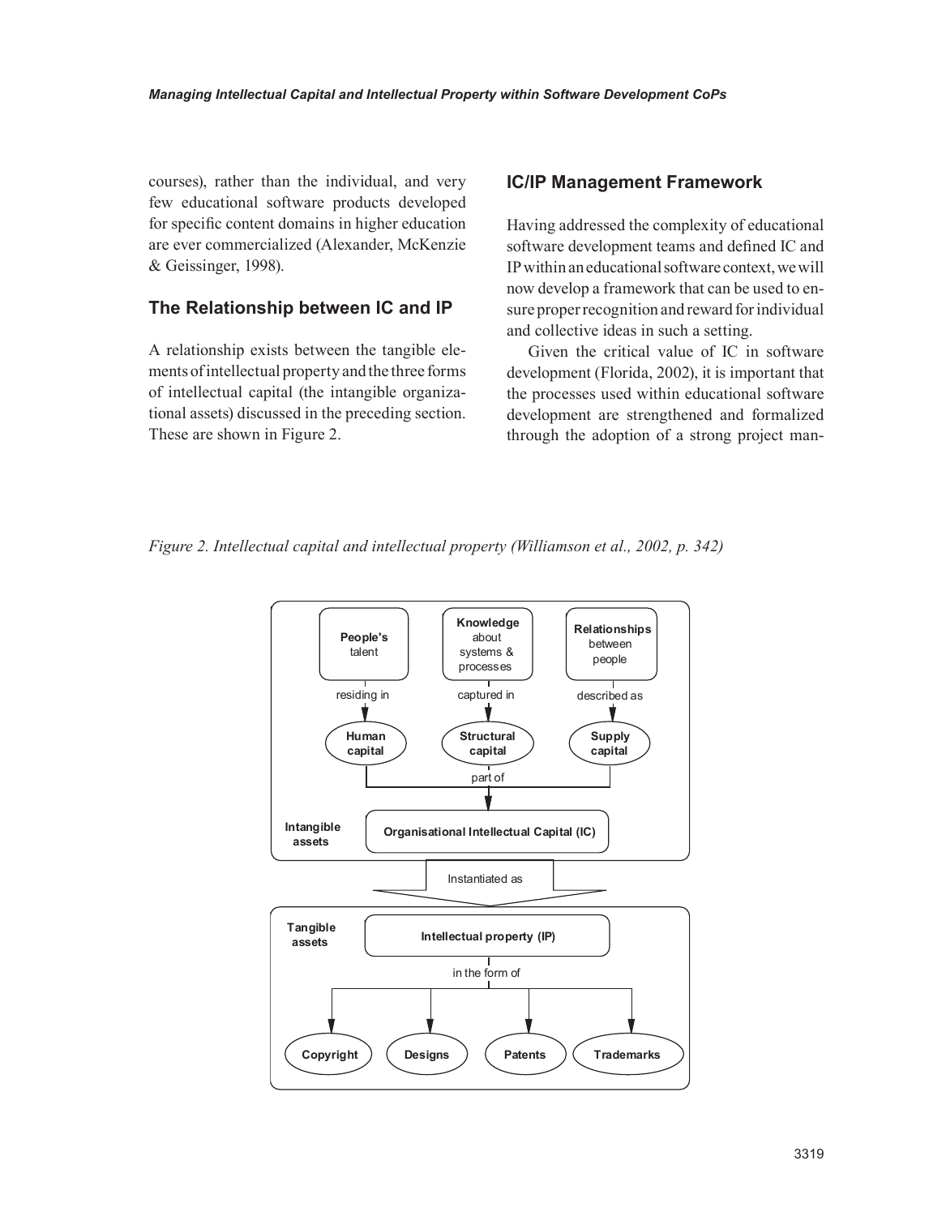courses), rather than the individual, and very few educational software products developed for specific content domains in higher education are ever commercialized (Alexander, McKenzie & Geissinger, 1998).

## The Relationship between IC and IP

A relationship exists between the tangible elements of intellectual property and the three forms of intellectual capital (the intangible organizational assets) discussed in the preceding section. These are shown in Figure 2.

## IC/IP Management Framework

Having addressed the complexity of educational software development teams and defined IC and IP within an educational software context, we will now develop a framework that can be used to ensure proper recognition and reward for individual and collective ideas in such a setting.

Given the critical value of IC in software development (Florida, 2002), it is important that the processes used within educational software development are strengthened and formalized through the adoption of a strong project man-

*Figure 2. Intellectual capital and intellectual property (Williamson et al., 2002, p. 342)*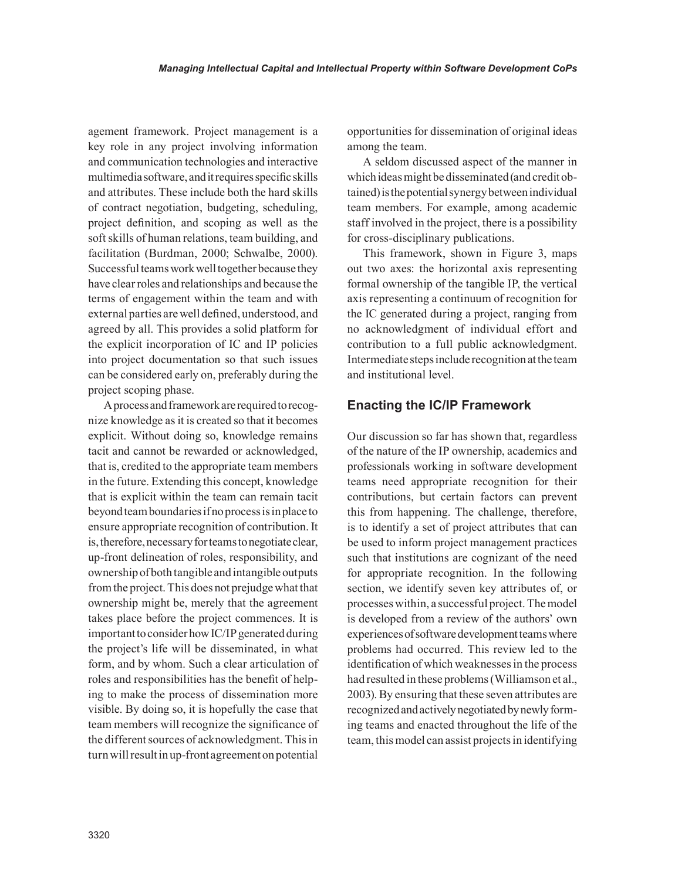agement framework. Project management is a key role in any project involving information and communication technologies and interactive multimedia software, and it requires specific skills and attributes. These include both the hard skills of contract negotiation, budgeting, scheduling, project definition, and scoping as well as the soft skills of human relations, team building, and facilitation (Burdman, 2000; Schwalbe, 2000). Successful teams work well together because they have clear roles and relationships and because the terms of engagement within the team and with external parties are well defined, understood, and agreed by all. This provides a solid platform for the explicit incorporation of IC and IP policies into project documentation so that such issues can be considered early on, preferably during the project scoping phase.

A process and framework are required to recognize knowledge as it is created so that it becomes explicit. Without doing so, knowledge remains tacit and cannot be rewarded or acknowledged, that is, credited to the appropriate team members in the future. Extending this concept, knowledge that is explicit within the team can remain tacit beyond team boundaries if no process is in place to ensure appropriate recognition of contribution. It is, therefore, necessary for teams to negotiate clear, up-front delineation of roles, responsibility, and ownership of both tangible and intangible outputs from the project. This does not prejudge what that ownership might be, merely that the agreement takes place before the project commences. It is important to consider how IC/IP generated during the project's life will be disseminated, in what form, and by whom. Such a clear articulation of roles and responsibilities has the benefit of helping to make the process of dissemination more visible. By doing so, it is hopefully the case that team members will recognize the significance of the different sources of acknowledgment. This in turn will result in up-front agreement on potential opportunities for dissemination of original ideas among the team.

A seldom discussed aspect of the manner in which ideas might be disseminated (and credit obtained) is the potential synergy between individual team members. For example, among academic staff involved in the project, there is a possibility for cross-disciplinary publications.

This framework, shown in Figure 3, maps out two axes: the horizontal axis representing formal ownership of the tangible IP, the vertical axis representing a continuum of recognition for the IC generated during a project, ranging from no acknowledgment of individual effort and contribution to a full public acknowledgment. Intermediate steps include recognition at the team and institutional level.

## Enacting the IC/IP Framework

Our discussion so far has shown that, regardless of the nature of the IP ownership, academics and professionals working in software development teams need appropriate recognition for their contributions, but certain factors can prevent this from happening. The challenge, therefore, is to identify a set of project attributes that can be used to inform project management practices such that institutions are cognizant of the need for appropriate recognition. In the following section, we identify seven key attributes of, or processes within, a successful project. The model is developed from a review of the authors' own experiences of software development teams where problems had occurred. This review led to the identification of which weaknesses in the process had resulted in these problems (Williamson et al., 2003). By ensuring that these seven attributes are recognized and actively negotiated by newly forming teams and enacted throughout the life of the team, this model can assist projects in identifying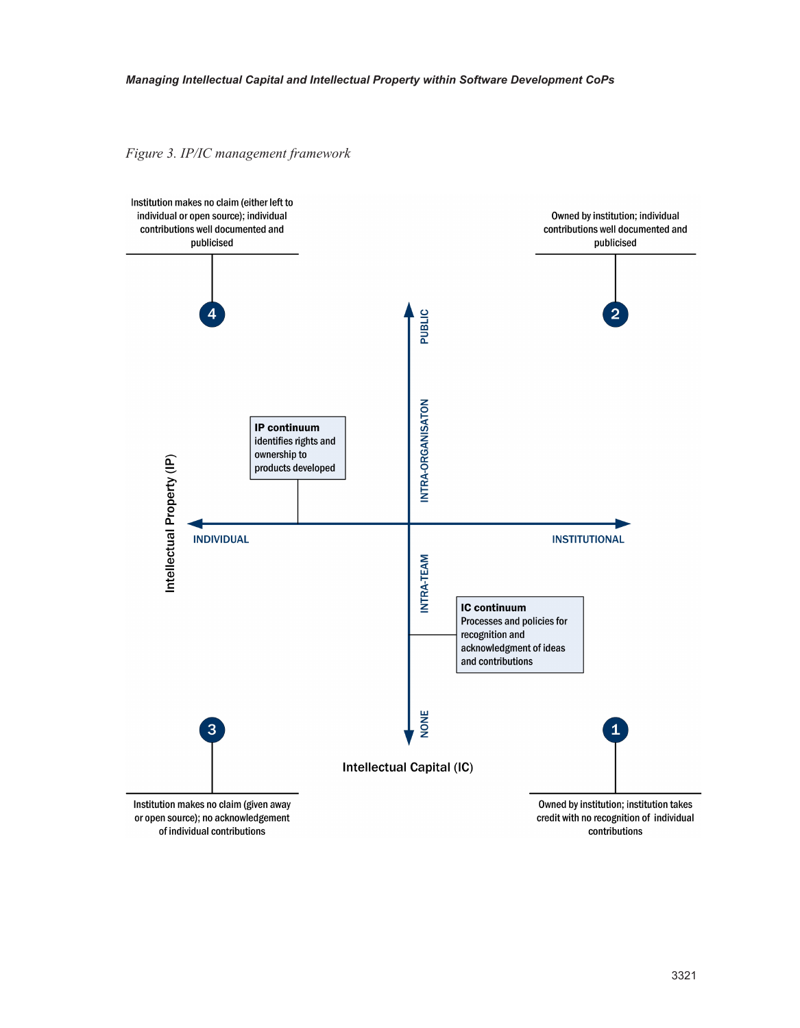*Figure 3. IP/IC management framework*

Institution makes no claim (either left to individual or open source); individual contributions well documented and publicised

**4**

Owned by institution; individual contributions well documented and publicised

**2**

PUBLIC

INTRA-ORGANISATON

**IP continuum** identifies rights and ownership to products developed

Intellectual Property (IP)

INDIVIDUAL

INSTITUTIONAL

INTRA-TEAM

**IC continuum** Processes and policies for recognition and acknowledgment of ideas and contributions

NONE

**3**

**1**

Intellectual Capital (IC)

Institution makes no claim (given away or open source); no acknowledgement of individual contributions

Owned by institution; institution takes credit with no recognition of individual contributions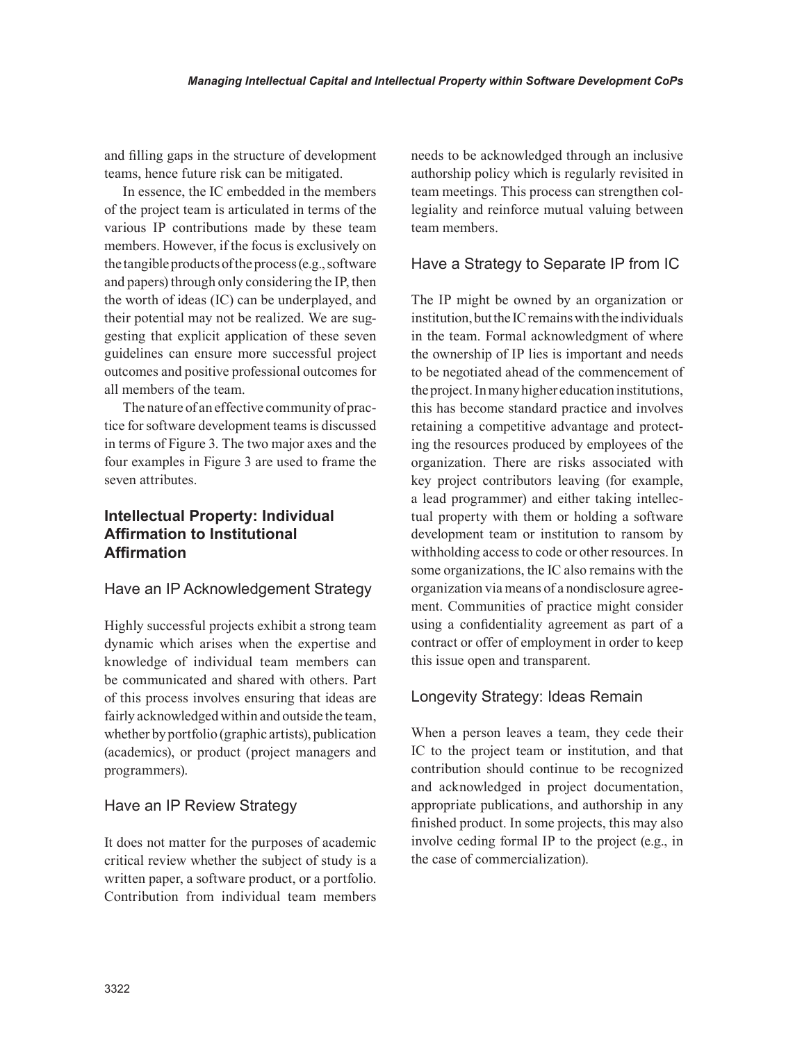and filling gaps in the structure of development teams, hence future risk can be mitigated.

In essence, the IC embedded in the members of the project team is articulated in terms of the various IP contributions made by these team members. However, if the focus is exclusively on the tangible products of the process (e.g., software and papers) through only considering the IP, then the worth of ideas (IC) can be underplayed, and their potential may not be realized. We are suggesting that explicit application of these seven guidelines can ensure more successful project outcomes and positive professional outcomes for all members of the team.

The nature of an effective community of practice for software development teams is discussed in terms of Figure 3. The two major axes and the four examples in Figure 3 are used to frame the seven attributes.

## Intellectual Property: Individual Affirmation to Institutional Affirmation

### Have an IP Acknowledgement Strategy

Highly successful projects exhibit a strong team dynamic which arises when the expertise and knowledge of individual team members can be communicated and shared with others. Part of this process involves ensuring that ideas are fairly acknowledged within and outside the team, whether by portfolio (graphic artists), publication (academics), or product (project managers and programmers).

### Have an IP Review Strategy

It does not matter for the purposes of academic critical review whether the subject of study is a written paper, a software product, or a portfolio. Contribution from individual team members needs to be acknowledged through an inclusive authorship policy which is regularly revisited in team meetings. This process can strengthen collegiality and reinforce mutual valuing between team members.

### Have a Strategy to Separate IP from IC

The IP might be owned by an organization or institution, but the IC remains with the individuals in the team. Formal acknowledgment of where the ownership of IP lies is important and needs to be negotiated ahead of the commencement of the project. In many higher education institutions, this has become standard practice and involves retaining a competitive advantage and protecting the resources produced by employees of the organization. There are risks associated with key project contributors leaving (for example, a lead programmer) and either taking intellectual property with them or holding a software development team or institution to ransom by withholding access to code or other resources. In some organizations, the IC also remains with the organization via means of a nondisclosure agreement. Communities of practice might consider using a confidentiality agreement as part of a contract or offer of employment in order to keep this issue open and transparent.

### Longevity Strategy: Ideas Remain

When a person leaves a team, they cede their IC to the project team or institution, and that contribution should continue to be recognized and acknowledged in project documentation, appropriate publications, and authorship in any finished product. In some projects, this may also involve ceding formal IP to the project (e.g., in the case of commercialization).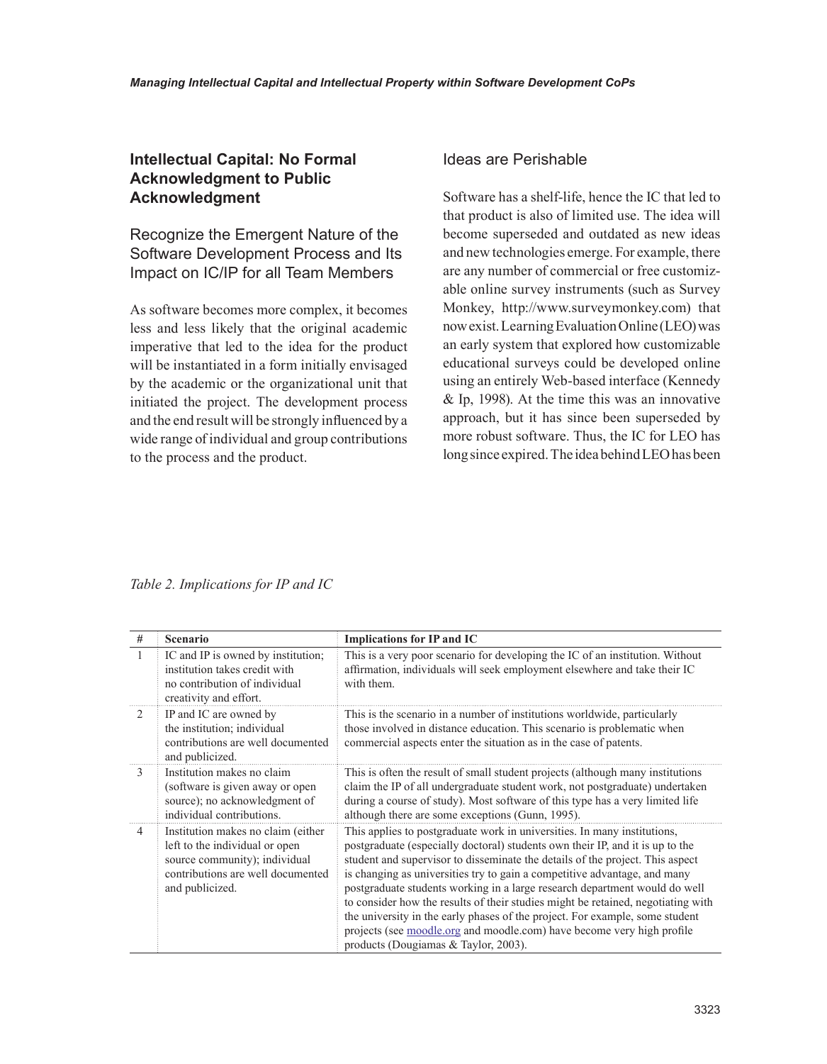## Intellectual Capital: No Formal Acknowledgment to Public Acknowledgment

### Recognize the Emergent Nature of the Software Development Process and Its Impact on IC/IP for all Team Members

As software becomes more complex, it becomes less and less likely that the original academic imperative that led to the idea for the product will be instantiated in a form initially envisaged by the academic or the organizational unit that initiated the project. The development process and the end result will be strongly influenced by a wide range of individual and group contributions to the process and the product.

### Ideas are Perishable

Software has a shelf-life, hence the IC that led to that product is also of limited use. The idea will become superseded and outdated as new ideas and new technologies emerge. For example, there are any number of commercial or free customizable online survey instruments (such as Survey Monkey, http://www.surveymonkey.com) that now exist. Learning Evaluation Online (LEO) was an early system that explored how customizable educational surveys could be developed online using an entirely Web-based interface (Kennedy & Ip, 1998). At the time this was an innovative approach, but it has since been superseded by more robust software. Thus, the IC for LEO has long since expired. The idea behind LEO has been

*Table 2. Implications for IP and IC*

| # | Scenario | Implications for IP and IC |
|---|---|---|
| 1 | IC and IP is owned by institution; institution takes credit with no contribution of individual creativity and effort. | This is a very poor scenario for developing the IC of an institution. Without affirmation, individuals will seek employment elsewhere and take their IC with them. |
| 2 | IP and IC are owned by the institution; individual contributions are well documented and publicized. | This is the scenario in a number of institutions worldwide, particularly those involved in distance education. This scenario is problematic when commercial aspects enter the situation as in the case of patents. |
| 3 | Institution makes no claim (software is given away or open source); no acknowledgment of individual contributions. | This is often the result of small student projects (although many institutions claim the IP of all undergraduate student work, not postgraduate) undertaken during a course of study). Most software of this type has a very limited life although there are some exceptions (Gunn, 1995). |
| 4 | Institution makes no claim (either left to the individual or open source community); individual contributions are well documented and publicized. | This applies to postgraduate work in universities. In many institutions, postgraduate (especially doctoral) students own their IP, and it is up to the student and supervisor to disseminate the details of the project. This aspect is changing as universities try to gain a competitive advantage, and many postgraduate students working in a large research department would do well to consider how the results of their studies might be retained, negotiating with the university in the early phases of the project. For example, some student projects (see moodle.org and moodle.com) have become very high profile products (Dougiamas & Taylor, 2003). |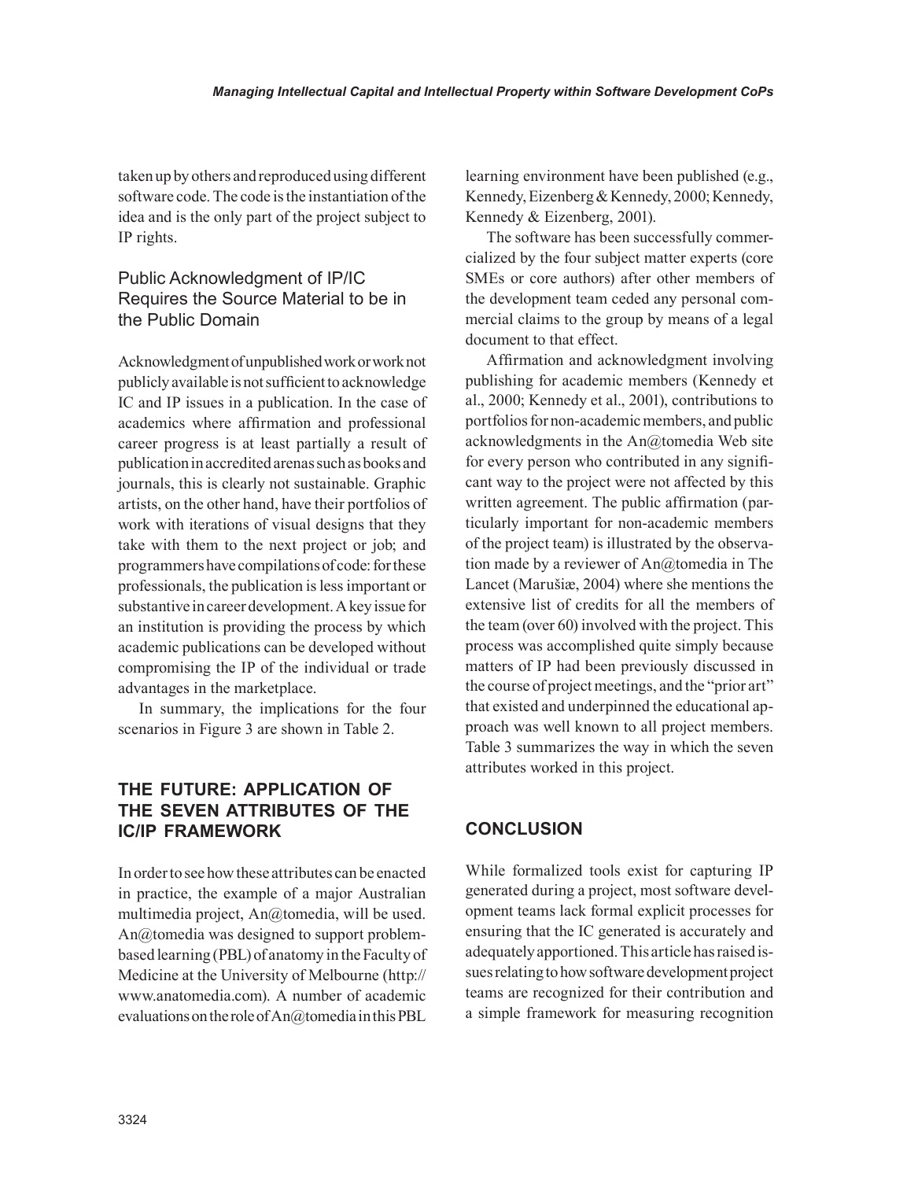taken up by others and reproduced using different software code. The code is the instantiation of the idea and is the only part of the project subject to IP rights.

### Public Acknowledgment of IP/IC Requires the Source Material to be in the Public Domain

Acknowledgment of unpublished work or work not publicly available is not sufficient to acknowledge IC and IP issues in a publication. In the case of academics where affirmation and professional career progress is at least partially a result of publication in accredited arenas such as books and journals, this is clearly not sustainable. Graphic artists, on the other hand, have their portfolios of work with iterations of visual designs that they take with them to the next project or job; and programmers have compilations of code: for these professionals, the publication is less important or substantive in career development. A key issue for an institution is providing the process by which academic publications can be developed without compromising the IP of the individual or trade advantages in the marketplace.

In summary, the implications for the four scenarios in Figure 3 are shown in Table 2.

## THE FUTURE: APPLICATION OF THE SEVEN ATTRIBUTES OF THE IC/IP FRAMEWORK

In order to see how these attributes can be enacted in practice, the example of a major Australian multimedia project, An@tomedia, will be used. An@tomedia was designed to support problem-based learning (PBL) of anatomy in the Faculty of Medicine at the University of Melbourne (http://www.anatomedia.com). A number of academic evaluations on the role of An@tomedia in this PBL learning environment have been published (e.g., Kennedy, Eizenberg & Kennedy, 2000; Kennedy, Kennedy & Eizenberg, 2001).

The software has been successfully commercialized by the four subject matter experts (core SMEs or core authors) after other members of the development team ceded any personal commercial claims to the group by means of a legal document to that effect.

Affirmation and acknowledgment involving publishing for academic members (Kennedy et al., 2000; Kennedy et al., 2001), contributions to portfolios for non-academic members, and public acknowledgments in the An@tomedia Web site for every person who contributed in any significant way to the project were not affected by this written agreement. The public affirmation (particularly important for non-academic members of the project team) is illustrated by the observation made by a reviewer of An@tomedia in The Lancet (Marušiæ, 2004) where she mentions the extensive list of credits for all the members of the team (over 60) involved with the project. This process was accomplished quite simply because matters of IP had been previously discussed in the course of project meetings, and the "prior art" that existed and underpinned the educational approach was well known to all project members. Table 3 summarizes the way in which the seven attributes worked in this project.

## CONCLUSION

While formalized tools exist for capturing IP generated during a project, most software development teams lack formal explicit processes for ensuring that the IC generated is accurately and adequately apportioned. This article has raised issues relating to how software development project teams are recognized for their contribution and a simple framework for measuring recognition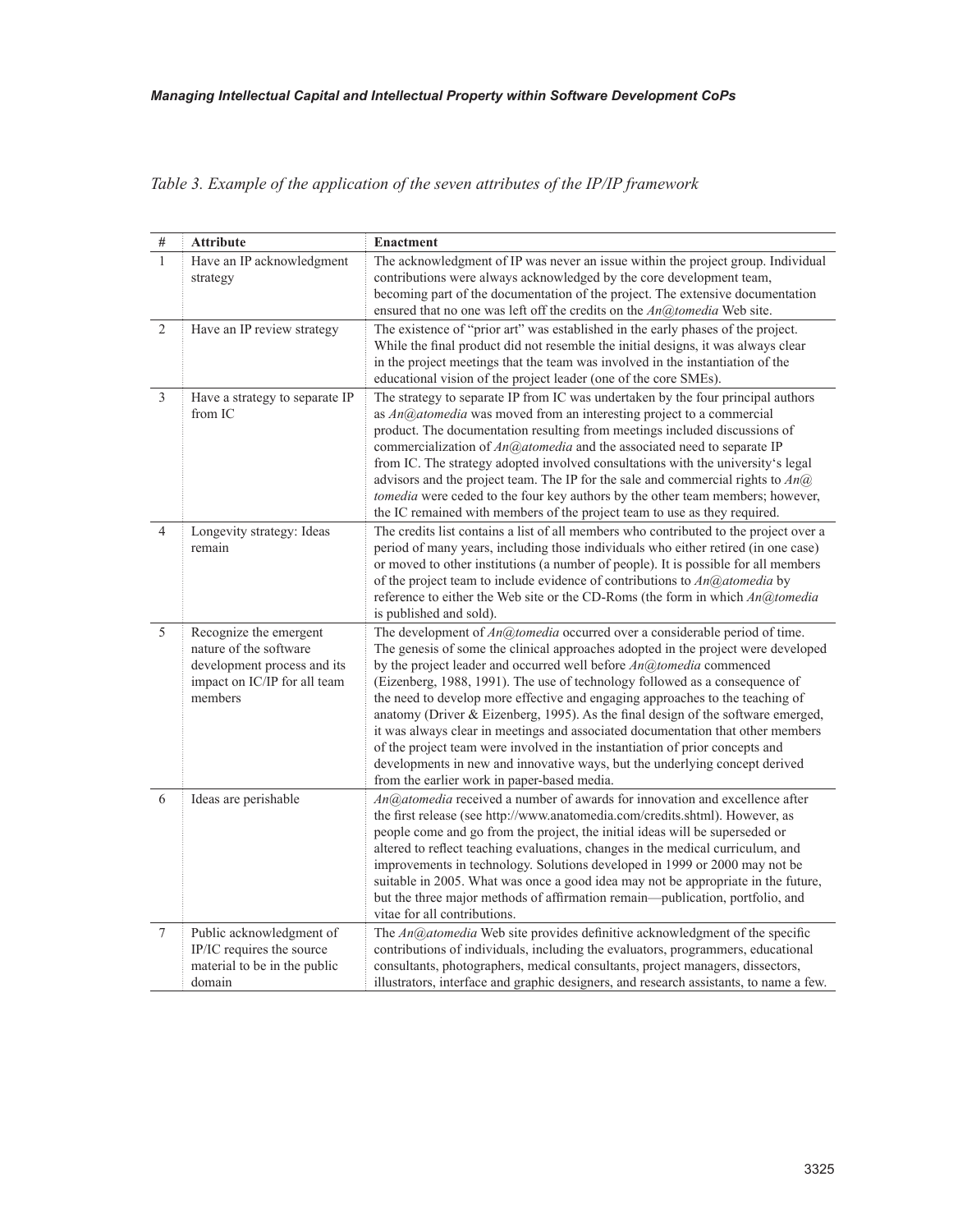*Table 3. Example of the application of the seven attributes of the IP/IP framework*

| # | Attribute | Enactment |
|---|---|---|
| 1 | Have an IP acknowledgment strategy | The acknowledgment of IP was never an issue within the project group. Individual contributions were always acknowledged by the core development team, becoming part of the documentation of the project. The extensive documentation ensured that no one was left off the credits on the *An@tomedia* Web site. |
| 2 | Have an IP review strategy | The existence of "prior art" was established in the early phases of the project. While the final product did not resemble the initial designs, it was always clear in the project meetings that the team was involved in the instantiation of the educational vision of the project leader (one of the core SMEs). |
| 3 | Have a strategy to separate IP from IC | The strategy to separate IP from IC was undertaken by the four principal authors as *An@atomedia* was moved from an interesting project to a commercial product. The documentation resulting from meetings included discussions of commercialization of *An@atomedia* and the associated need to separate IP from IC. The strategy adopted involved consultations with the university's legal advisors and the project team. The IP for the sale and commercial rights to *An@tomedia* were ceded to the four key authors by the other team members; however, the IC remained with members of the project team to use as they required. |
| 4 | Longevity strategy: Ideas remain | The credits list contains a list of all members who contributed to the project over a period of many years, including those individuals who either retired (in one case) or moved to other institutions (a number of people). It is possible for all members of the project team to include evidence of contributions to *An@atomedia* by reference to either the Web site or the CD-Roms (the form in which *An@tomedia* is published and sold). |
| 5 | Recognize the emergent nature of the software development process and its impact on IC/IP for all team members | The development of *An@tomedia* occurred over a considerable period of time. The genesis of some the clinical approaches adopted in the project were developed by the project leader and occurred well before *An@tomedia* commenced (Eizenberg, 1988, 1991). The use of technology followed as a consequence of the need to develop more effective and engaging approaches to the teaching of anatomy (Driver & Eizenberg, 1995). As the final design of the software emerged, it was always clear in meetings and associated documentation that other members of the project team were involved in the instantiation of prior concepts and developments in new and innovative ways, but the underlying concept derived from the earlier work in paper-based media. |
| 6 | Ideas are perishable | *An@atomedia* received a number of awards for innovation and excellence after the first release (see http://www.anatomedia.com/credits.shtml). However, as people come and go from the project, the initial ideas will be superseded or altered to reflect teaching evaluations, changes in the medical curriculum, and improvements in technology. Solutions developed in 1999 or 2000 may not be suitable in 2005. What was once a good idea may not be appropriate in the future, but the three major methods of affirmation remain—publication, portfolio, and vitae for all contributions. |
| 7 | Public acknowledgment of IP/IC requires the source material to be in the public domain | The *An@atomedia* Web site provides definitive acknowledgment of the specific contributions of individuals, including the evaluators, programmers, educational consultants, photographers, medical consultants, project managers, dissectors, illustrators, interface and graphic designers, and research assistants, to name a few. |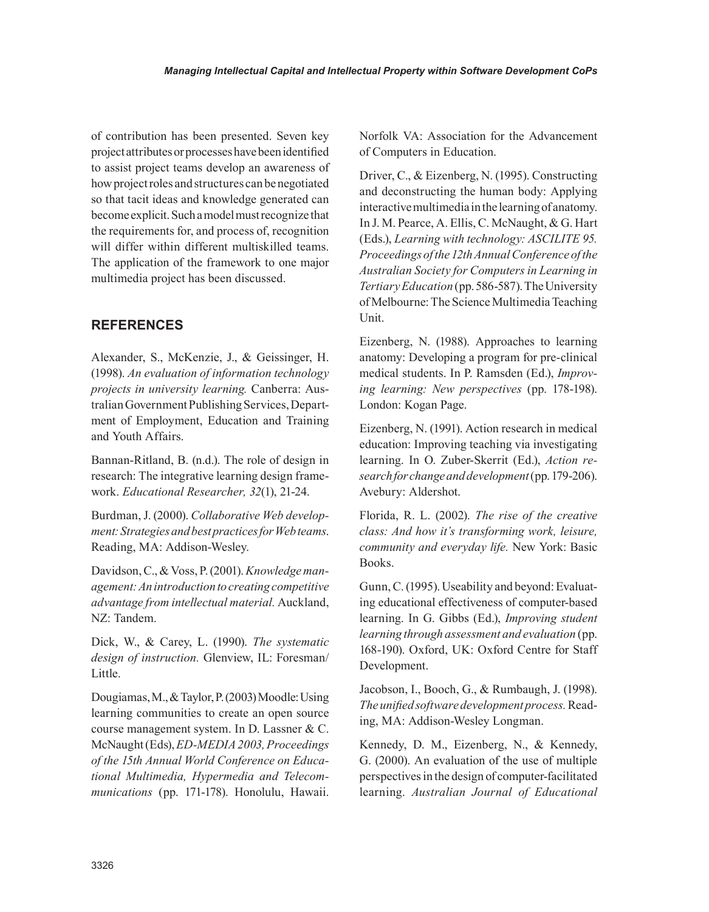of contribution has been presented. Seven key project attributes or processes have been identified to assist project teams develop an awareness of how project roles and structures can be negotiated so that tacit ideas and knowledge generated can become explicit. Such a model must recognize that the requirements for, and process of, recognition will differ within different multiskilled teams. The application of the framework to one major multimedia project has been discussed.

## REFERENCES

Alexander, S., McKenzie, J., & Geissinger, H. (1998). *An evaluation of information technology projects in university learning.* Canberra: Australian Government Publishing Services, Department of Employment, Education and Training and Youth Affairs.

Bannan-Ritland, B. (n.d.). The role of design in research: The integrative learning design framework. *Educational Researcher, 32*(1), 21-24.

Burdman, J. (2000). *Collaborative Web development: Strategies and best practices for Web teams*. Reading, MA: Addison-Wesley.

Davidson, C., & Voss, P. (2001). *Knowledge management: An introduction to creating competitive advantage from intellectual material.* Auckland, NZ: Tandem.

Dick, W., & Carey, L. (1990). *The systematic design of instruction.* Glenview, IL: Foresman/Little.

Dougiamas, M., & Taylor, P. (2003) Moodle: Using learning communities to create an open source course management system. In D. Lassner & C. McNaught (Eds), *ED-MEDIA 2003, Proceedings of the 15th Annual World Conference on Educational Multimedia, Hypermedia and Telecommunications* (pp. 171-178). Honolulu, Hawaii. Norfolk VA: Association for the Advancement of Computers in Education.

Driver, C., & Eizenberg, N. (1995). Constructing and deconstructing the human body: Applying interactive multimedia in the learning of anatomy. In J. M. Pearce, A. Ellis, C. McNaught, & G. Hart (Eds.), *Learning with technology: ASCILITE 95. Proceedings of the 12th Annual Conference of the Australian Society for Computers in Learning in Tertiary Education* (pp. 586-587). The University of Melbourne: The Science Multimedia Teaching Unit.

Eizenberg, N. (1988). Approaches to learning anatomy: Developing a program for pre-clinical medical students. In P. Ramsden (Ed.), *Improving learning: New perspectives* (pp. 178-198). London: Kogan Page.

Eizenberg, N. (1991). Action research in medical education: Improving teaching via investigating learning. In O. Zuber-Skerrit (Ed.), *Action research for change and development* (pp. 179-206). Avebury: Aldershot.

Florida, R. L. (2002). *The rise of the creative class: And how it's transforming work, leisure, community and everyday life.* New York: Basic Books.

Gunn, C. (1995). Useability and beyond: Evaluating educational effectiveness of computer-based learning. In G. Gibbs (Ed.), *Improving student learning through assessment and evaluation* (pp. 168-190). Oxford, UK: Oxford Centre for Staff Development.

Jacobson, I., Booch, G., & Rumbaugh, J. (1998). *The unified software development process*. Reading, MA: Addison-Wesley Longman.

Kennedy, D. M., Eizenberg, N., & Kennedy, G. (2000). An evaluation of the use of multiple perspectives in the design of computer-facilitated learning. *Australian Journal of Educational*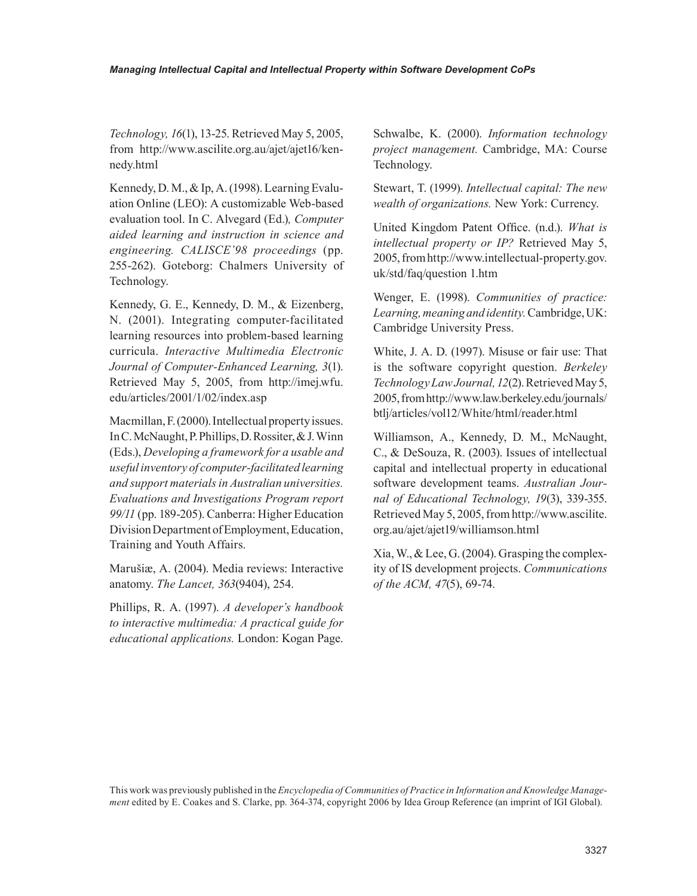*Technology, 16*(1), 13-25. Retrieved May 5, 2005, from http://www.ascilite.org.au/ajet/ajet16/kennedy.html

Kennedy, D. M., & Ip, A. (1998). Learning Evaluation Online (LEO): A customizable Web-based evaluation tool. In C. Alvegard (Ed.), *Computer aided learning and instruction in science and engineering. CALISCE'98 proceedings* (pp. 255-262). Goteborg: Chalmers University of Technology.

Kennedy, G. E., Kennedy, D. M., & Eizenberg, N. (2001). Integrating computer-facilitated learning resources into problem-based learning curricula. *Interactive Multimedia Electronic Journal of Computer-Enhanced Learning, 3*(1). Retrieved May 5, 2005, from http://imej.wfu.edu/articles/2001/1/02/index.asp

Macmillan, F. (2000). Intellectual property issues. In C. McNaught, P. Phillips, D. Rossiter, & J. Winn (Eds.), *Developing a framework for a usable and useful inventory of computer-facilitated learning and support materials in Australian universities. Evaluations and Investigations Program report 99/11* (pp. 189-205). Canberra: Higher Education Division Department of Employment, Education, Training and Youth Affairs.

Marušiæ, A. (2004). Media reviews: Interactive anatomy. *The Lancet, 363*(9404), 254.

Phillips, R. A. (1997). *A developer's handbook to interactive multimedia: A practical guide for educational applications.* London: Kogan Page.

Schwalbe, K. (2000). *Information technology project management.* Cambridge, MA: Course Technology.

Stewart, T. (1999). *Intellectual capital: The new wealth of organizations.* New York: Currency.

United Kingdom Patent Office. (n.d.). *What is intellectual property or IP?* Retrieved May 5, 2005, from http://www.intellectual-property.gov.uk/std/faq/question 1.htm

Wenger, E. (1998). *Communities of practice: Learning, meaning and identity.* Cambridge, UK: Cambridge University Press.

White, J. A. D. (1997). Misuse or fair use: That is the software copyright question. *Berkeley Technology Law Journal, 12*(2). Retrieved May 5, 2005, from http://www.law.berkeley.edu/journals/btlj/articles/vol12/White/html/reader.html

Williamson, A., Kennedy, D. M., McNaught, C., & DeSouza, R. (2003). Issues of intellectual capital and intellectual property in educational software development teams. *Australian Journal of Educational Technology, 19*(3), 339-355. Retrieved May 5, 2005, from http://www.ascilite.org.au/ajet/ajet19/williamson.html

Xia, W., & Lee, G. (2004). Grasping the complexity of IS development projects. *Communications of the ACM, 47*(5), 69-74.

This work was previously published in the *Encyclopedia of Communities of Practice in Information and Knowledge Management* edited by E. Coakes and S. Clarke, pp. 364-374, copyright 2006 by Idea Group Reference (an imprint of IGI Global).